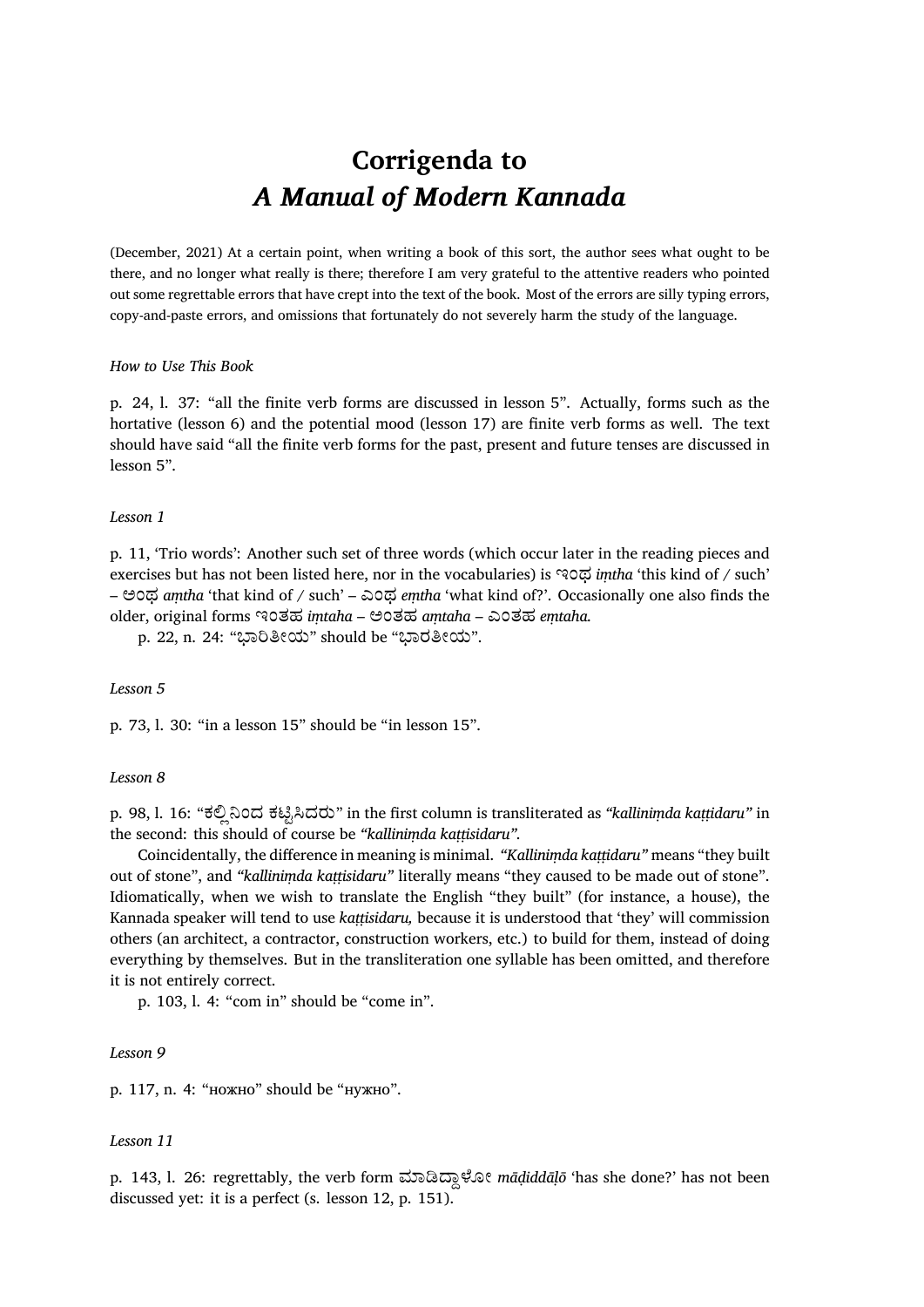# Corrigenda to *A Manual of Modern Kannada*

(December, 2021) At a certain point, when writing a book of this sort, the author sees what ought to be there, and no longer what really is there; therefore I am very grateful to the attentive readers who pointed out some regrettable errors that have crept into the text of the book. Most of the errors are silly typing errors, copy-and-paste errors, and omissions that fortunately do not severely harm the study of the language.

*How to Use This Book*

p. 24, l. 37: "all the finite verb forms are discussed in lesson 5". Actually, forms such as the hortative (lesson 6) and the potential mood (lesson 17) are finite verb forms as well. The text should have said "all the finite verb forms for the past, present and future tenses are discussed in lesson 5".

*Lesson 1*

p. 11, 'Trio words': Another such set of three words (which occur later in the reading pieces and exercises but has not been listed here, nor in the vocabularies) is ಇಂಥ *iṃtha* 'this kind of / such' – ಅಂಥ *aṃtha* 'that kind of / such' – ಎಂಥ *eṃtha* 'what kind of?'. Occasionally one also finds the older, original forms ಇಂತಹ *iṃtaha* – ಅಂತಹ *aṃtaha* – ಎಂತಹ *eṃtaha.*

p. 22, n. 24: "ಭಾರಿತೀಯ" should be "ಭಾರತೀಯ".

*Lesson 5*

p. 73, l. 30: "in a lesson 15" should be "in lesson 15".

*Lesson 8*

p. 98, l. 16: "ಕಲ್ಲಿನಿಂದ ಕಟ್ಟಿಸಿದರು" in the first column is transliterated as *"kalliniṃda kaṭṭidaru"* in the second: this should of course be *"kalliniṃda kaṭṭisidaru"*.

Coincidentally, the difference in meaning is minimal. *"Kalliniṃda kaṭṭidaru"* means "they built out of stone", and *"kalliniṃda kaṭṭisidaru"* literally means "they caused to be made out of stone". Idiomatically, when we wish to translate the English "they built" (for instance, a house), the Kannada speaker will tend to use *kaṭṭisidaru,* because it is understood that 'they' will commission others (an architect, a contractor, construction workers, etc.) to build for them, instead of doing everything by themselves. But in the transliteration one syllable has been omitted, and therefore it is not entirely correct.

p. 103, l. 4: "com in" should be "come in".

*Lesson 9*

p. 117, n. 4: "ножно" should be "нужно".

*Lesson 11*

p. 143, l. 26: regrettably, the verb form ಮಾಡಿದ್ದಾಳೋ *māḍiddāḷō* 'has she done?' has not been discussed yet: it is a perfect (s. lesson 12, p. 151).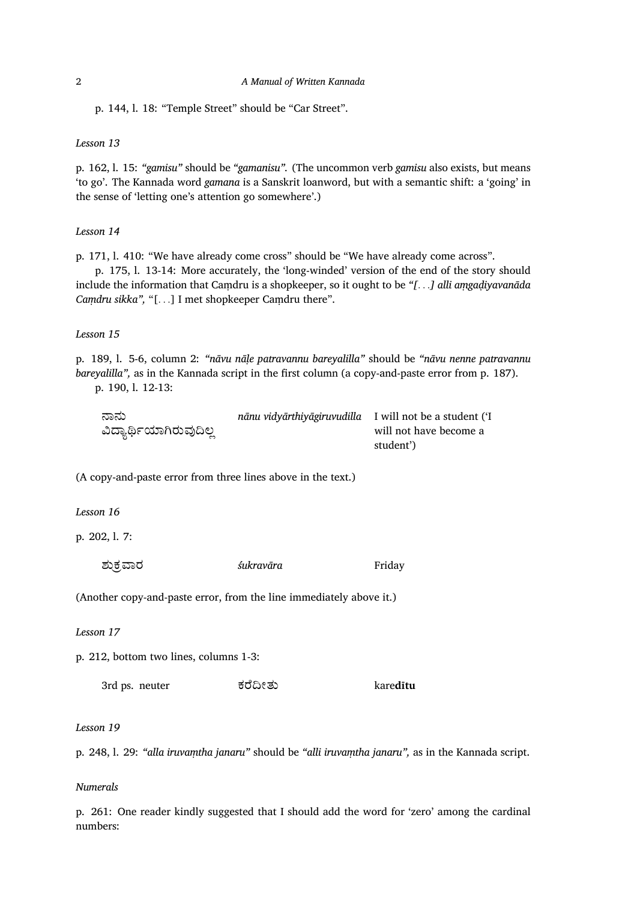p. 144, l. 18: “Temple Street” should be “Car Street”.

*Lesson 13*

p. 162, l. 15: *“gamisu”* should be *“gamanisu”.* (The uncommon verb *gamisu* also exists, but means ‘to go’. The Kannada word *gamana* is a Sanskrit loanword, but with a semantic shift: a ‘going’ in the sense of ‘letting one’s attention go somewhere’.)

*Lesson 14*

p. 171, l. 410: “We have already come cross” should be “We have already come across”.

p. 175, l. 13-14: More accurately, the ‘long-winded’ version of the end of the story should include the information that Caṃdru is a shopkeeper, so it ought to be *“[. . .] alli aṃgaḍiyavanāda Caṃdru sikka”,* “[. . .] I met shopkeeper Caṃdru there”.

*Lesson 15*

p. 189, l. 5-6, column 2: *“nāvu nāḷe patravannu bareyalilla”* should be *“nāvu nenne patravannu bareyalilla”,* as in the Kannada script in the first column (a copy-and-paste error from p. 187).

p. 190, l. 12-13:

| | | |
|---|---|---|
| ನಾನು ವಿದ್ಯಾರ್ಥಿಯಾಗಿರುವುದಿಲ್ಲ | *nānu vidyārthiyāgiruvudilla* | I will not be a student (‘I will not have become a student’) |

(A copy-and-paste error from three lines above in the text.)

*Lesson 16*

p. 202, l. 7:

| | | |
|---|---|---|
| ಶುಕ್ರವಾರ | *śukravāra* | Friday |

(Another copy-and-paste error, from the line immediately above it.)

*Lesson 17*

p. 212, bottom two lines, columns 1-3:

| | | |
|---|---|---|
| 3rd ps. neuter | ಕರೆದೀತು | kare**dītu** |

*Lesson 19*

p. 248, l. 29: *“alla iruvaṃtha janaru”* should be *“alli iruvaṃtha janaru”,* as in the Kannada script.

*Numerals*

p. 261: One reader kindly suggested that I should add the word for ‘zero’ among the cardinal numbers: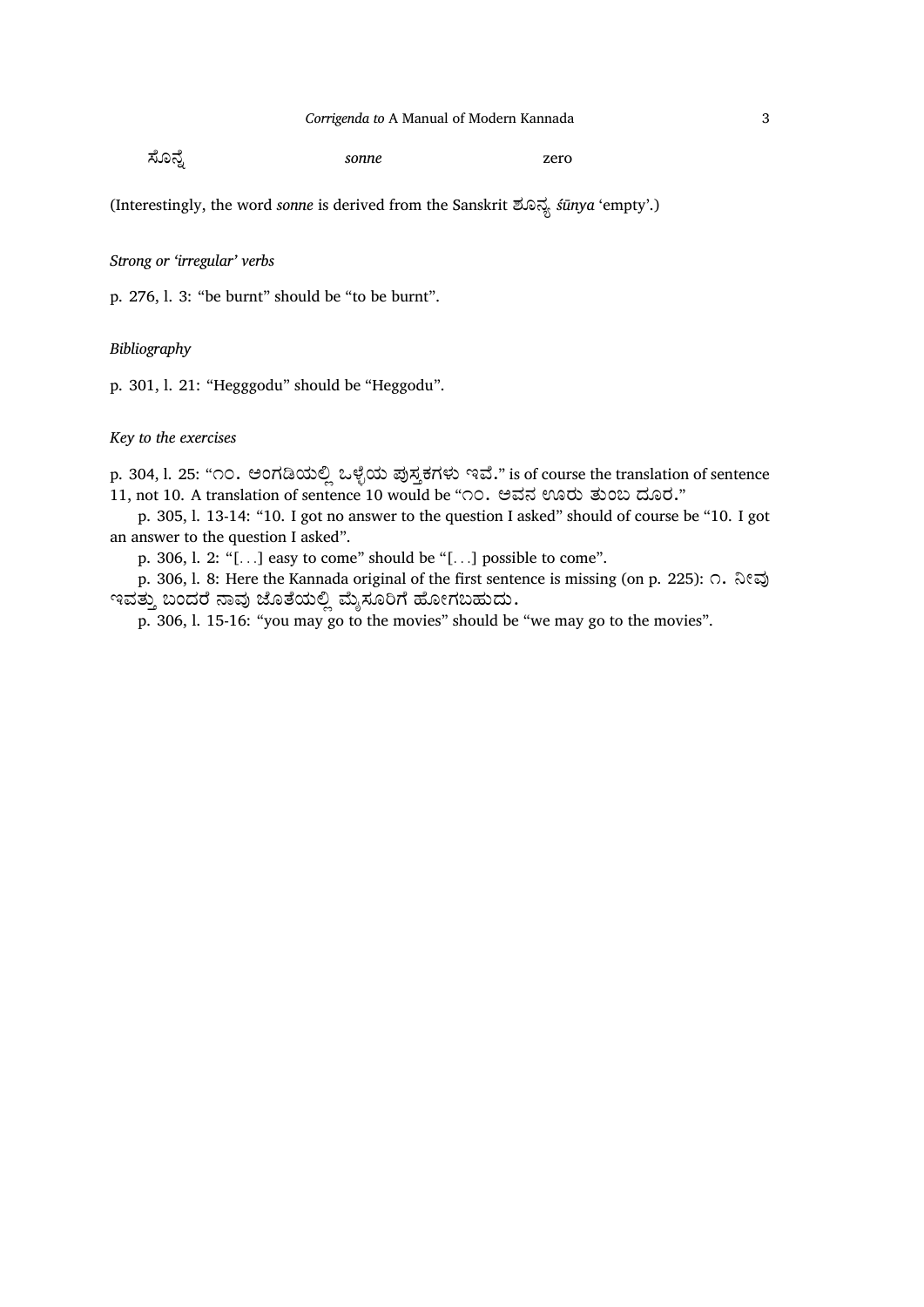| | | |
|---|---|---|
| ಸೊನ್ನೆ | *sonne* | zero |

(Interestingly, the word *sonne* is derived from the Sanskrit ಶೂನ್ಯ *śūnya* 'empty'.)

*Strong or 'irregular' verbs*

p. 276, l. 3: "be burnt" should be "to be burnt".

*Bibliography*

p. 301, l. 21: "Hegggodu" should be "Heggodu".

*Key to the exercises*

p. 304, l. 25: "೧೦. ಅಂಗಡಿಯಲ್ಲಿ ಒಳ್ಳೆಯ ಪುಸ್ತಕಗಳು ಇವೆ." is of course the translation of sentence 11, not 10. A translation of sentence 10 would be "೧೦. ಅವನ ಊರು ತುಂಬ ದೂರ."

p. 305, l. 13-14: "10. I got no answer to the question I asked" should of course be "10. I got an answer to the question I asked".

p. 306, l. 2: "[...] easy to come" should be "[...] possible to come".

p. 306, l. 8: Here the Kannada original of the first sentence is missing (on p. 225): ೧. ನೀವು ಇವತ್ತು ಬಂದರೆ ನಾವು ಜೊತೆಯಲ್ಲಿ ಮೈಸೂರಿಗೆ ಹೋಗಬಹುದು.

p. 306, l. 15-16: "you may go to the movies" should be "we may go to the movies".